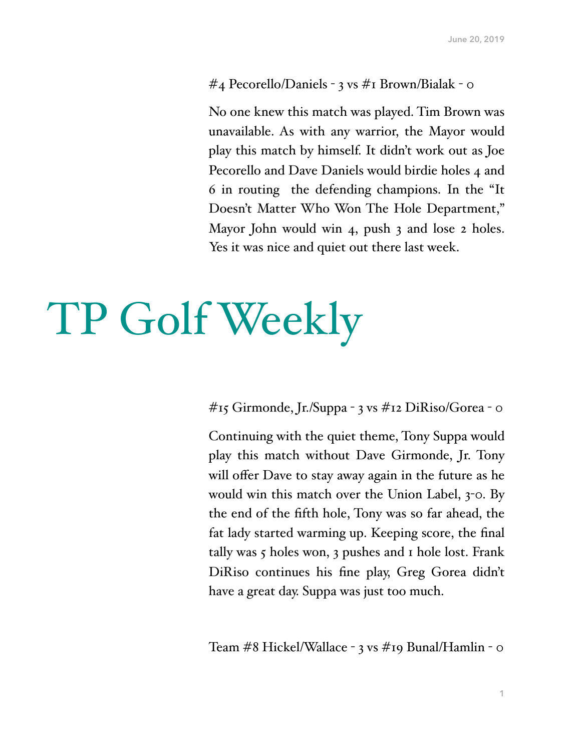June 20, 2019

#4 Pecorello/Daniels - 3 vs #1 Brown/Bialak - 0

No one knew this match was played. Tim Brown was unavailable. As with any warrior, the Mayor would play this match by himself. It didn't work out as Joe Pecorello and Dave Daniels would birdie holes 4 and 6 in routing the defending champions. In the "It Doesn't Matter Who Won The Hole Department," Mayor John would win 4, push 3 and lose 2 holes. Yes it was nice and quiet out there last week.

# TP Golf Weekly

#15 Girmonde, Jr./Suppa - 3 vs #12 DiRiso/Gorea - 0

Continuing with the quiet theme, Tony Suppa would play this match without Dave Girmonde, Jr. Tony will offer Dave to stay away again in the future as he would win this match over the Union Label, 3-0. By the end of the fifth hole, Tony was so far ahead, the fat lady started warming up. Keeping score, the final tally was 5 holes won, 3 pushes and 1 hole lost. Frank DiRiso continues his fine play, Greg Gorea didn't have a great day. Suppa was just too much.

Team #8 Hickel/Wallace - 3 vs #19 Bunal/Hamlin - 0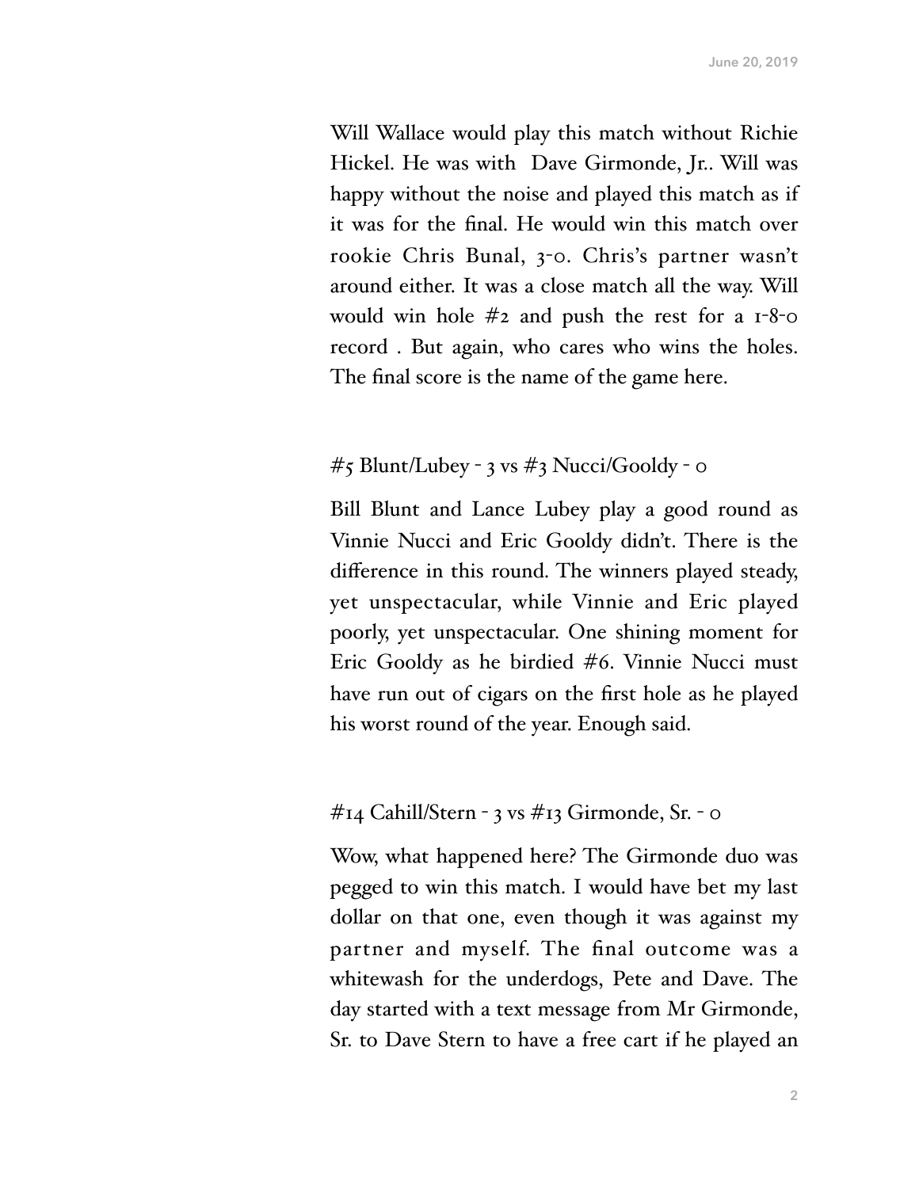Will Wallace would play this match without Richie Hickel. He was with Dave Girmonde, Jr.. Will was happy without the noise and played this match as if it was for the final. He would win this match over rookie Chris Bunal, 3-0. Chris's partner wasn't around either. It was a close match all the way. Will would win hole #2 and push the rest for a 1-8-0 record . But again, who cares who wins the holes. The final score is the name of the game here.

#5 Blunt/Lubey - 3 vs #3 Nucci/Gooldy - 0

Bill Blunt and Lance Lubey play a good round as Vinnie Nucci and Eric Gooldy didn't. There is the difference in this round. The winners played steady, yet unspectacular, while Vinnie and Eric played poorly, yet unspectacular. One shining moment for Eric Gooldy as he birdied #6. Vinnie Nucci must have run out of cigars on the first hole as he played his worst round of the year. Enough said.

#14 Cahill/Stern - 3 vs #13 Girmonde, Sr. - 0

Wow, what happened here? The Girmonde duo was pegged to win this match. I would have bet my last dollar on that one, even though it was against my partner and myself. The final outcome was a whitewash for the underdogs, Pete and Dave. The day started with a text message from Mr Girmonde, Sr. to Dave Stern to have a free cart if he played an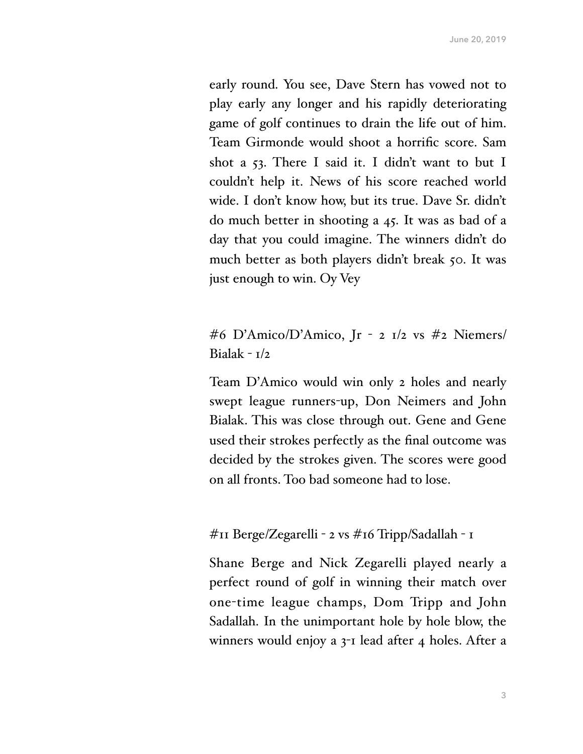early round. You see, Dave Stern has vowed not to play early any longer and his rapidly deteriorating game of golf continues to drain the life out of him. Team Girmonde would shoot a horrific score. Sam shot a 53. There I said it. I didn't want to but I couldn't help it. News of his score reached world wide. I don't know how, but its true. Dave Sr. didn't do much better in shooting a 45. It was as bad of a day that you could imagine. The winners didn't do much better as both players didn't break 50. It was just enough to win. Oy Vey

#6 D'Amico/D'Amico, Jr - 2 1/2 vs #2 Niemers/Bialak - 1/2

Team D'Amico would win only 2 holes and nearly swept league runners-up, Don Neimers and John Bialak. This was close through out. Gene and Gene used their strokes perfectly as the final outcome was decided by the strokes given. The scores were good on all fronts. Too bad someone had to lose.

#11 Berge/Zegarelli - 2 vs #16 Tripp/Sadallah - 1

Shane Berge and Nick Zegarelli played nearly a perfect round of golf in winning their match over one-time league champs, Dom Tripp and John Sadallah. In the unimportant hole by hole blow, the winners would enjoy a 3-1 lead after 4 holes. After a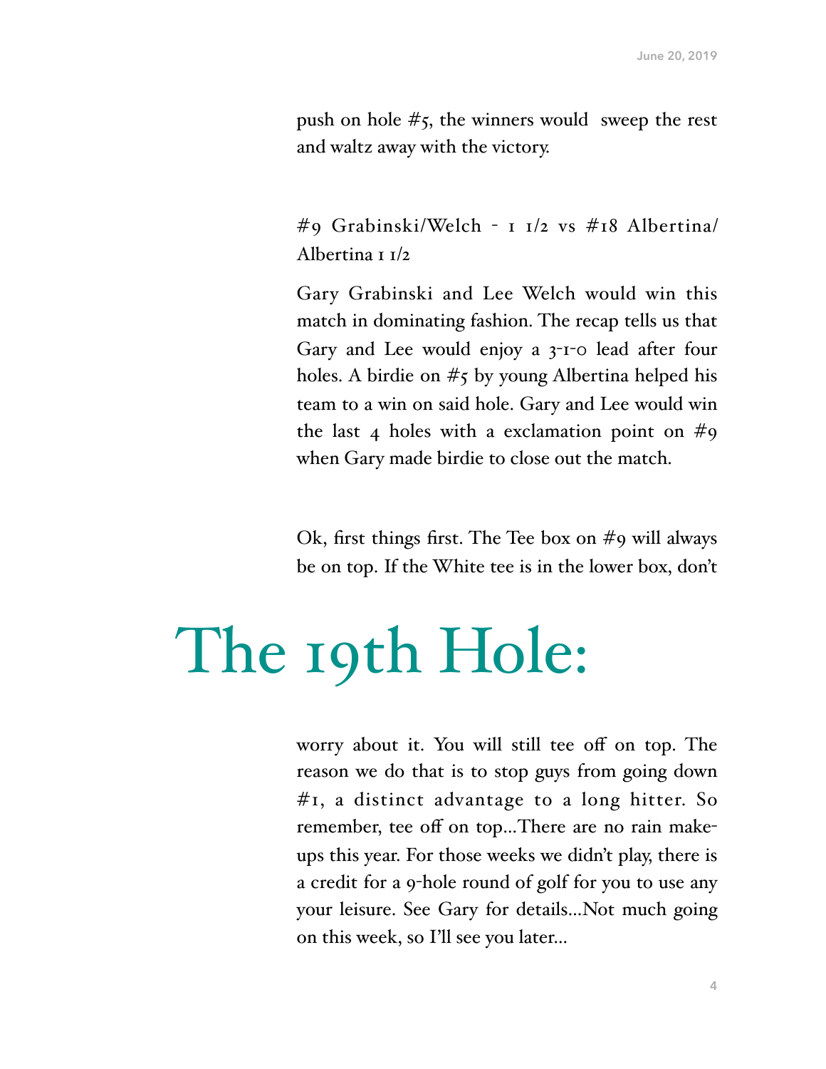push on hole #5, the winners would  sweep the rest and waltz away with the victory.

#9 Grabinski/Welch - 1 1/2 vs #18 Albertina/ Albertina 1 1/2

Gary Grabinski and Lee Welch would win this match in dominating fashion. The recap tells us that Gary and Lee would enjoy a 3-1-0 lead after four holes. A birdie on #5 by young Albertina helped his team to a win on said hole. Gary and Lee would win the last 4 holes with a exclamation point on #9 when Gary made birdie to close out the match.

Ok, first things first. The Tee box on #9 will always be on top. If the White tee is in the lower box, don't

# The 19th Hole:

worry about it. You will still tee off on top. The reason we do that is to stop guys from going down #1, a distinct advantage to a long hitter. So remember, tee off on top…There are no rain make-ups this year. For those weeks we didn't play, there is a credit for a 9-hole round of golf for you to use any your leisure. See Gary for details…Not much going on this week, so I'll see you later…